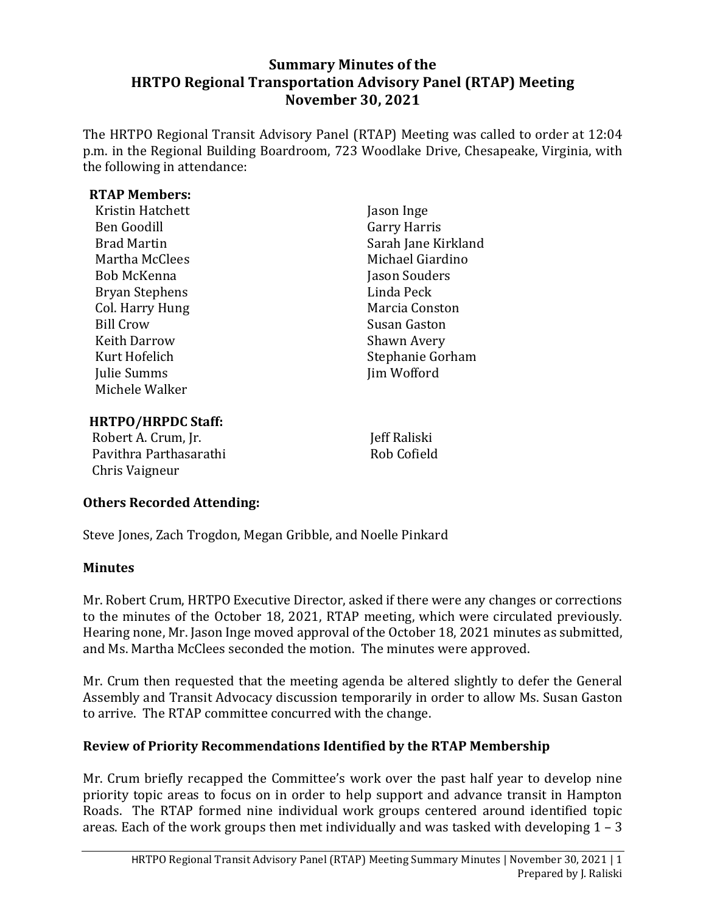# Summary Minutes of the HRTPO Regional Transportation Advisory Panel (RTAP) Meeting November 30, 2021

The HRTPO Regional Transit Advisory Panel (RTAP) Meeting was called to order at 12:04 p.m. in the Regional Building Boardroom, 723 Woodlake Drive, Chesapeake, Virginia, with the following in attendance:

**RTAP Members:**

Kristin Hatchett
Ben Goodill
Brad Martin
Martha McClees
Bob McKenna
Bryan Stephens
Col. Harry Hung
Bill Crow
Keith Darrow
Kurt Hofelich
Julie Summs
Michele Walker
Jason Inge
Garry Harris
Sarah Jane Kirkland
Michael Giardino
Jason Souders
Linda Peck
Marcia Conston
Susan Gaston
Shawn Avery
Stephanie Gorham
Jim Wofford

**HRTPO/HRPDC Staff:**

Robert A. Crum, Jr.
Pavithra Parthasarathi
Chris Vaigneur
Jeff Raliski
Rob Cofield

## Others Recorded Attending:

Steve Jones, Zach Trogdon, Megan Gribble, and Noelle Pinkard

## Minutes

Mr. Robert Crum, HRTPO Executive Director, asked if there were any changes or corrections to the minutes of the October 18, 2021, RTAP meeting, which were circulated previously. Hearing none, Mr. Jason Inge moved approval of the October 18, 2021 minutes as submitted, and Ms. Martha McClees seconded the motion. The minutes were approved.

Mr. Crum then requested that the meeting agenda be altered slightly to defer the General Assembly and Transit Advocacy discussion temporarily in order to allow Ms. Susan Gaston to arrive. The RTAP committee concurred with the change.

## Review of Priority Recommendations Identified by the RTAP Membership

Mr. Crum briefly recapped the Committee's work over the past half year to develop nine priority topic areas to focus on in order to help support and advance transit in Hampton Roads. The RTAP formed nine individual work groups centered around identified topic areas. Each of the work groups then met individually and was tasked with developing 1 – 3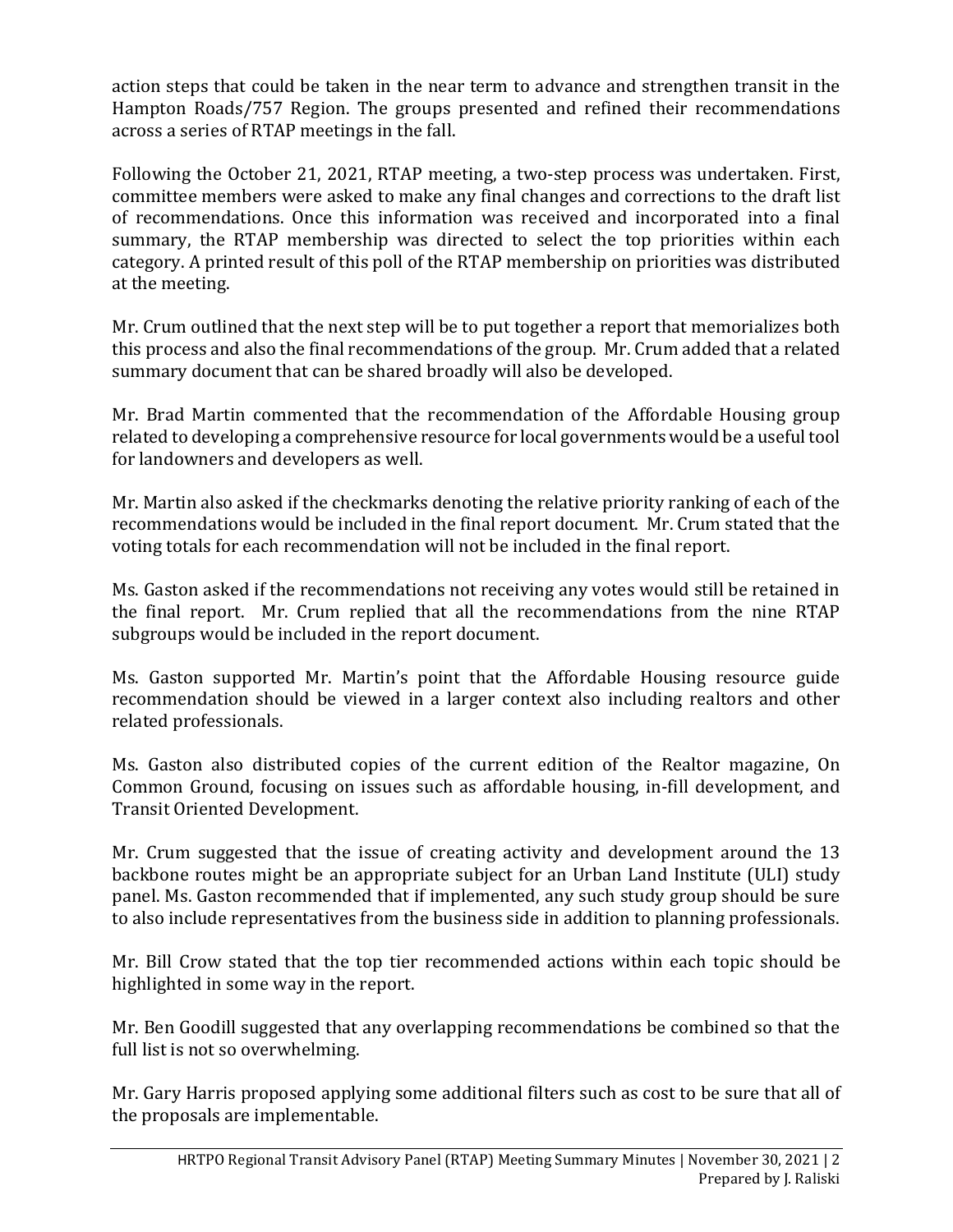action steps that could be taken in the near term to advance and strengthen transit in the Hampton Roads/757 Region. The groups presented and refined their recommendations across a series of RTAP meetings in the fall.

Following the October 21, 2021, RTAP meeting, a two-step process was undertaken. First, committee members were asked to make any final changes and corrections to the draft list of recommendations. Once this information was received and incorporated into a final summary, the RTAP membership was directed to select the top priorities within each category. A printed result of this poll of the RTAP membership on priorities was distributed at the meeting.

Mr. Crum outlined that the next step will be to put together a report that memorializes both this process and also the final recommendations of the group. Mr. Crum added that a related summary document that can be shared broadly will also be developed.

Mr. Brad Martin commented that the recommendation of the Affordable Housing group related to developing a comprehensive resource for local governments would be a useful tool for landowners and developers as well.

Mr. Martin also asked if the checkmarks denoting the relative priority ranking of each of the recommendations would be included in the final report document. Mr. Crum stated that the voting totals for each recommendation will not be included in the final report.

Ms. Gaston asked if the recommendations not receiving any votes would still be retained in the final report. Mr. Crum replied that all the recommendations from the nine RTAP subgroups would be included in the report document.

Ms. Gaston supported Mr. Martin's point that the Affordable Housing resource guide recommendation should be viewed in a larger context also including realtors and other related professionals.

Ms. Gaston also distributed copies of the current edition of the Realtor magazine, On Common Ground, focusing on issues such as affordable housing, in-fill development, and Transit Oriented Development.

Mr. Crum suggested that the issue of creating activity and development around the 13 backbone routes might be an appropriate subject for an Urban Land Institute (ULI) study panel. Ms. Gaston recommended that if implemented, any such study group should be sure to also include representatives from the business side in addition to planning professionals.

Mr. Bill Crow stated that the top tier recommended actions within each topic should be highlighted in some way in the report.

Mr. Ben Goodill suggested that any overlapping recommendations be combined so that the full list is not so overwhelming.

Mr. Gary Harris proposed applying some additional filters such as cost to be sure that all of the proposals are implementable.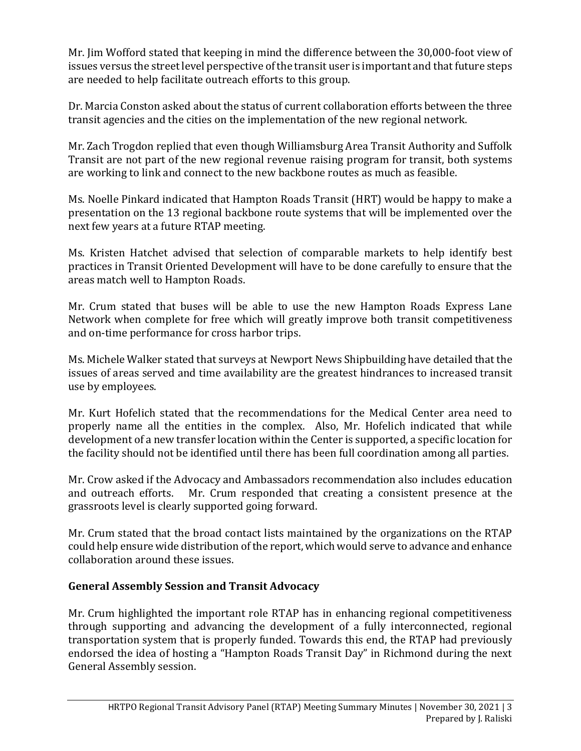Mr. Jim Wofford stated that keeping in mind the difference between the 30,000-foot view of issues versus the street level perspective of the transit user is important and that future steps are needed to help facilitate outreach efforts to this group.

Dr. Marcia Conston asked about the status of current collaboration efforts between the three transit agencies and the cities on the implementation of the new regional network.

Mr. Zach Trogdon replied that even though Williamsburg Area Transit Authority and Suffolk Transit are not part of the new regional revenue raising program for transit, both systems are working to link and connect to the new backbone routes as much as feasible.

Ms. Noelle Pinkard indicated that Hampton Roads Transit (HRT) would be happy to make a presentation on the 13 regional backbone route systems that will be implemented over the next few years at a future RTAP meeting.

Ms. Kristen Hatchet advised that selection of comparable markets to help identify best practices in Transit Oriented Development will have to be done carefully to ensure that the areas match well to Hampton Roads.

Mr. Crum stated that buses will be able to use the new Hampton Roads Express Lane Network when complete for free which will greatly improve both transit competitiveness and on-time performance for cross harbor trips.

Ms. Michele Walker stated that surveys at Newport News Shipbuilding have detailed that the issues of areas served and time availability are the greatest hindrances to increased transit use by employees.

Mr. Kurt Hofelich stated that the recommendations for the Medical Center area need to properly name all the entities in the complex. Also, Mr. Hofelich indicated that while development of a new transfer location within the Center is supported, a specific location for the facility should not be identified until there has been full coordination among all parties.

Mr. Crow asked if the Advocacy and Ambassadors recommendation also includes education and outreach efforts. Mr. Crum responded that creating a consistent presence at the grassroots level is clearly supported going forward.

Mr. Crum stated that the broad contact lists maintained by the organizations on the RTAP could help ensure wide distribution of the report, which would serve to advance and enhance collaboration around these issues.

### General Assembly Session and Transit Advocacy

Mr. Crum highlighted the important role RTAP has in enhancing regional competitiveness through supporting and advancing the development of a fully interconnected, regional transportation system that is properly funded. Towards this end, the RTAP had previously endorsed the idea of hosting a "Hampton Roads Transit Day" in Richmond during the next General Assembly session.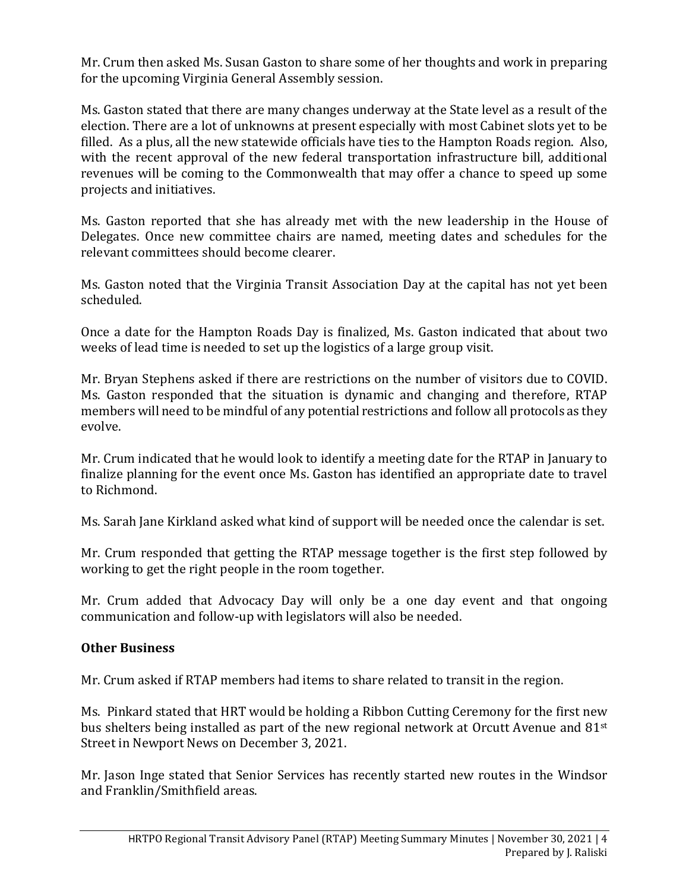Mr. Crum then asked Ms. Susan Gaston to share some of her thoughts and work in preparing for the upcoming Virginia General Assembly session.

Ms. Gaston stated that there are many changes underway at the State level as a result of the election. There are a lot of unknowns at present especially with most Cabinet slots yet to be filled. As a plus, all the new statewide officials have ties to the Hampton Roads region. Also, with the recent approval of the new federal transportation infrastructure bill, additional revenues will be coming to the Commonwealth that may offer a chance to speed up some projects and initiatives.

Ms. Gaston reported that she has already met with the new leadership in the House of Delegates. Once new committee chairs are named, meeting dates and schedules for the relevant committees should become clearer.

Ms. Gaston noted that the Virginia Transit Association Day at the capital has not yet been scheduled.

Once a date for the Hampton Roads Day is finalized, Ms. Gaston indicated that about two weeks of lead time is needed to set up the logistics of a large group visit.

Mr. Bryan Stephens asked if there are restrictions on the number of visitors due to COVID. Ms. Gaston responded that the situation is dynamic and changing and therefore, RTAP members will need to be mindful of any potential restrictions and follow all protocols as they evolve.

Mr. Crum indicated that he would look to identify a meeting date for the RTAP in January to finalize planning for the event once Ms. Gaston has identified an appropriate date to travel to Richmond.

Ms. Sarah Jane Kirkland asked what kind of support will be needed once the calendar is set.

Mr. Crum responded that getting the RTAP message together is the first step followed by working to get the right people in the room together.

Mr. Crum added that Advocacy Day will only be a one day event and that ongoing communication and follow-up with legislators will also be needed.

## Other Business

Mr. Crum asked if RTAP members had items to share related to transit in the region.

Ms. Pinkard stated that HRT would be holding a Ribbon Cutting Ceremony for the first new bus shelters being installed as part of the new regional network at Orcutt Avenue and 81st Street in Newport News on December 3, 2021.

Mr. Jason Inge stated that Senior Services has recently started new routes in the Windsor and Franklin/Smithfield areas.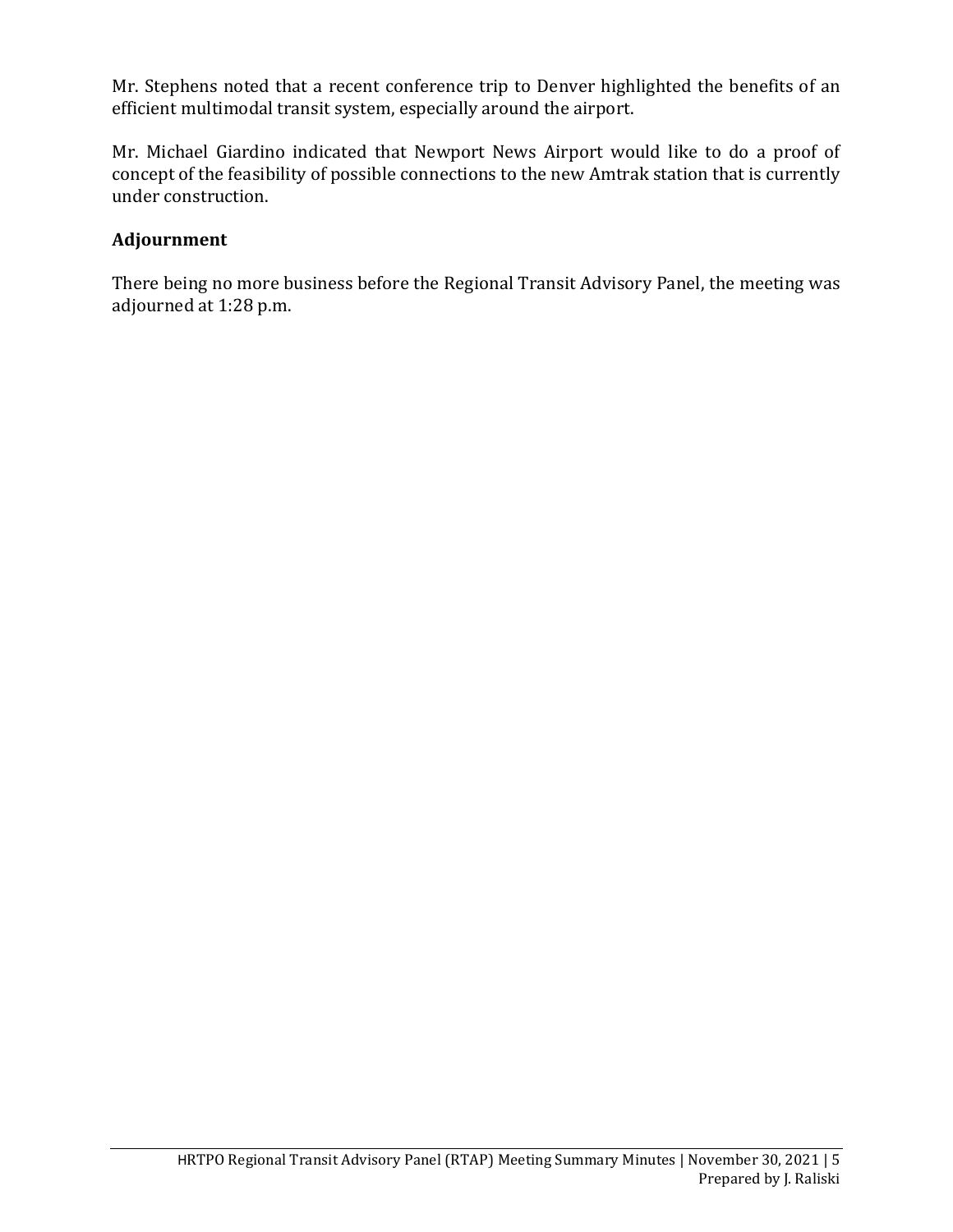Mr. Stephens noted that a recent conference trip to Denver highlighted the benefits of an efficient multimodal transit system, especially around the airport.

Mr. Michael Giardino indicated that Newport News Airport would like to do a proof of concept of the feasibility of possible connections to the new Amtrak station that is currently under construction.

## Adjournment

There being no more business before the Regional Transit Advisory Panel, the meeting was adjourned at 1:28 p.m.